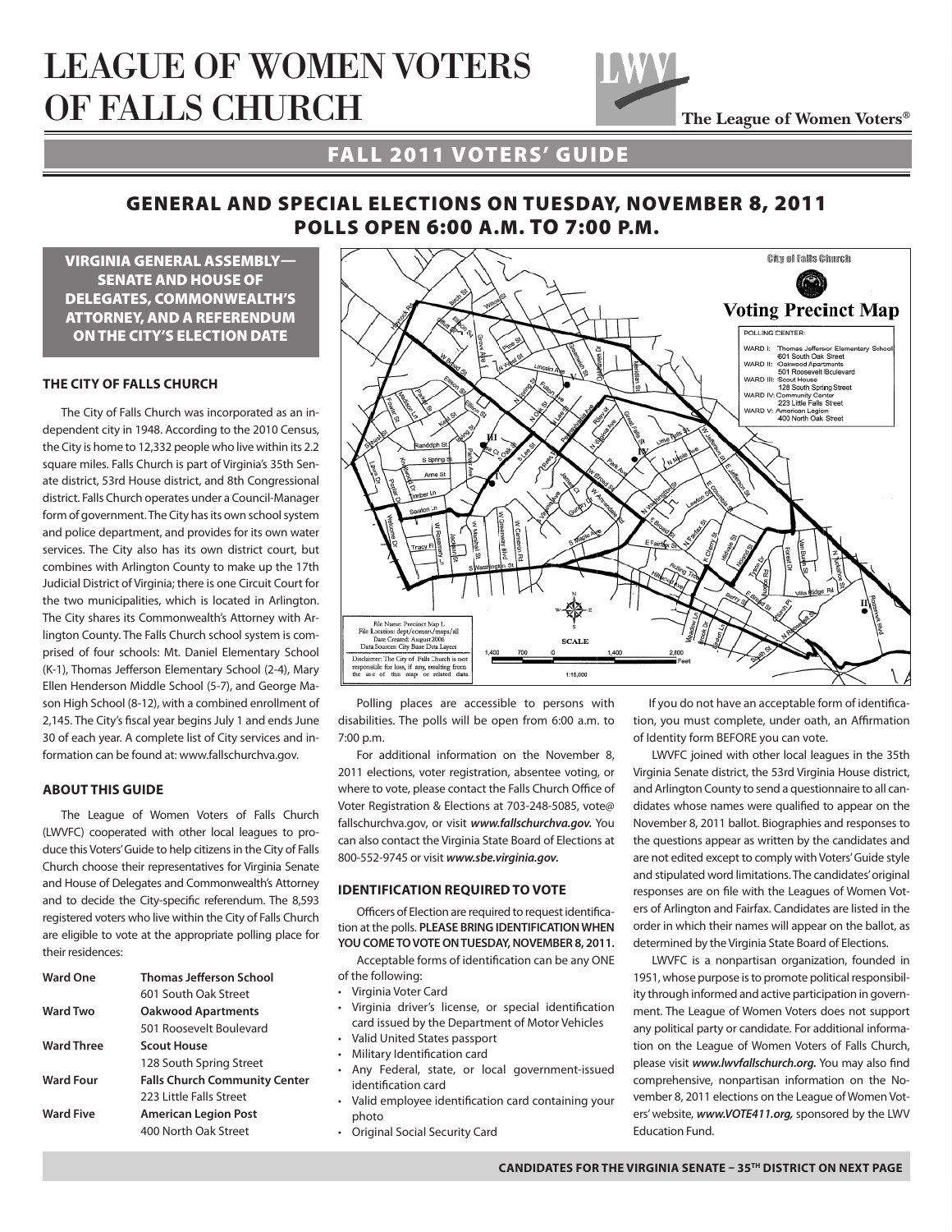# LEAGUE OF WOMEN VOTERS OF FALLS CHURCH

The League of Women Voters®

## FALL 2011 VOTERS' GUIDE

## GENERAL AND SPECIAL ELECTIONS ON TUESDAY, NOVEMBER 8, 2011
## POLLS OPEN 6:00 A.M. TO 7:00 P.M.

**VIRGINIA GENERAL ASSEMBLY—SENATE AND HOUSE OF DELEGATES, COMMONWEALTH'S ATTORNEY, AND A REFERENDUM ON THE CITY'S ELECTION DATE**

### THE CITY OF FALLS CHURCH

The City of Falls Church was incorporated as an independent city in 1948. According to the 2010 Census, the City is home to 12,332 people who live within its 2.2 square miles. Falls Church is part of Virginia's 35th Senate district, 53rd House district, and 8th Congressional district. Falls Church operates under a Council-Manager form of government. The City has its own school system and police department, and provides for its own water services. The City also has its own district court, but combines with Arlington County to make up the 17th Judicial District of Virginia; there is one Circuit Court for the two municipalities, which is located in Arlington. The City shares its Commonwealth's Attorney with Arlington County. The Falls Church school system is comprised of four schools: Mt. Daniel Elementary School (K-1), Thomas Jefferson Elementary School (2-4), Mary Ellen Henderson Middle School (5-7), and George Mason High School (8-12), with a combined enrollment of 2,145. The City's fiscal year begins July 1 and ends June 30 of each year. A complete list of City services and information can be found at: www.fallschurchva.gov.

### ABOUT THIS GUIDE

The League of Women Voters of Falls Church (LWVFC) cooperated with other local leagues to produce this Voters' Guide to help citizens in the City of Falls Church choose their representatives for Virginia Senate and House of Delegates and Commonwealth's Attorney and to decide the City-specific referendum. The 8,593 registered voters who live within the City of Falls Church are eligible to vote at the appropriate polling place for their residences:

| | |
|---|---|
| **Ward One** | **Thomas Jefferson School**<br>601 South Oak Street |
| **Ward Two** | **Oakwood Apartments**<br>501 Roosevelt Boulevard |
| **Ward Three** | **Scout House**<br>128 South Spring Street |
| **Ward Four** | **Falls Church Community Center**<br>223 Little Falls Street |
| **Ward Five** | **American Legion Post**<br>400 North Oak Street |

**City of Falls Church — Voting Precinct Map**

POLLING CENTER:
- WARD I: Thomas Jefferson Elementary School, 601 South Oak Street
- WARD II: Oakwood Apartments, 501 Roosevelt Boulevard
- WARD III: Scout House, 128 South Spring Street
- WARD IV: Community Center, 223 Little Falls Street
- WARD V: American Legion, 400 North Oak Street

File Name: Precinct Map L. File Location: dept/census/maps/all. Date Created: August 2006. Data Sources: City Base Data Layers. Disclaimer: The City of Falls Church is not responsible for loss, if any, resulting from the use of this map or related data. SCALE 1:16,000

Polling places are accessible to persons with disabilities. The polls will be open from 6:00 a.m. to 7:00 p.m.

For additional information on the November 8, 2011 elections, voter registration, absentee voting, or where to vote, please contact the Falls Church Office of Voter Registration & Elections at 703-248-5085, vote@fallschurchva.gov, or visit ***www.fallschurchva.gov.*** You can also contact the Virginia State Board of Elections at 800-552-9745 or visit ***www.sbe.virginia.gov.***

### IDENTIFICATION REQUIRED TO VOTE

Officers of Election are required to request identification at the polls. **PLEASE BRING IDENTIFICATION WHEN YOU COME TO VOTE ON TUESDAY, NOVEMBER 8, 2011.**

Acceptable forms of identification can be any ONE of the following:

- Virginia Voter Card
- Virginia driver's license, or special identification card issued by the Department of Motor Vehicles
- Valid United States passport
- Military Identification card
- Any Federal, state, or local government-issued identification card
- Valid employee identification card containing your photo
- Original Social Security Card

If you do not have an acceptable form of identification, you must complete, under oath, an Affirmation of Identity form BEFORE you can vote.

LWVFC joined with other local leagues in the 35th Virginia Senate district, the 53rd Virginia House district, and Arlington County to send a questionnaire to all candidates whose names were qualified to appear on the November 8, 2011 ballot. Biographies and responses to the questions appear as written by the candidates and are not edited except to comply with Voters' Guide style and stipulated word limitations. The candidates' original responses are on file with the Leagues of Women Voters of Arlington and Fairfax. Candidates are listed in the order in which their names will appear on the ballot, as determined by the Virginia State Board of Elections.

LWVFC is a nonpartisan organization, founded in 1951, whose purpose is to promote political responsibility through informed and active participation in government. The League of Women Voters does not support any political party or candidate. For additional information on the League of Women Voters of Falls Church, please visit ***www.lwvfallschurch.org.*** You may also find comprehensive, nonpartisan information on the November 8, 2011 elections on the League of Women Voters' website, ***www.VOTE411.org,*** sponsored by the LWV Education Fund.

**CANDIDATES FOR THE VIRGINIA SENATE – 35TH DISTRICT ON NEXT PAGE**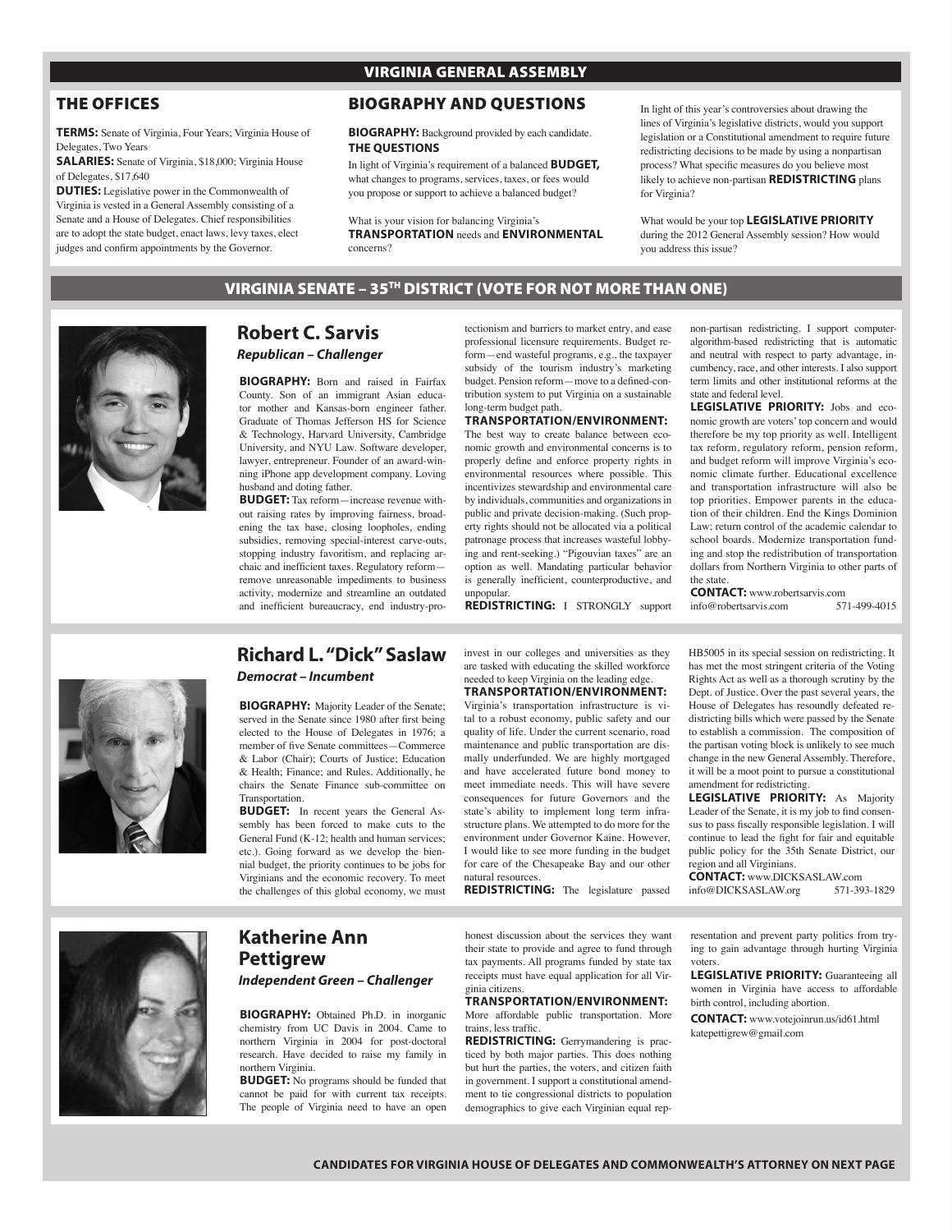# VIRGINIA GENERAL ASSEMBLY

## THE OFFICES

**TERMS:** Senate of Virginia, Four Years; Virginia House of Delegates, Two Years

**SALARIES:** Senate of Virginia, $18,000; Virginia House of Delegates, $17,640

**DUTIES:** Legislative power in the Commonwealth of Virginia is vested in a General Assembly consisting of a Senate and a House of Delegates. Chief responsibilities are to adopt the state budget, enact laws, levy taxes, elect judges and confirm appointments by the Governor.

## BIOGRAPHY AND QUESTIONS

**BIOGRAPHY:** Background provided by each candidate.

**THE QUESTIONS**

In light of Virginia's requirement of a balanced **BUDGET,** what changes to programs, services, taxes, or fees would you propose or support to achieve a balanced budget?

What is your vision for balancing Virginia's **TRANSPORTATION** needs and **ENVIRONMENTAL** concerns?

In light of this year's controversies about drawing the lines of Virginia's legislative districts, would you support legislation or a Constitutional amendment to require future redistricting decisions to be made by using a nonpartisan process? What specific measures do you believe most likely to achieve non-partisan **REDISTRICTING** plans for Virginia?

What would be your top **LEGISLATIVE PRIORITY** during the 2012 General Assembly session? How would you address this issue?

# VIRGINIA SENATE – 35TH DISTRICT (VOTE FOR NOT MORE THAN ONE)

## Robert C. Sarvis

***Republican – Challenger***

**BIOGRAPHY:** Born and raised in Fairfax County. Son of an immigrant Asian educator mother and Kansas-born engineer father. Graduate of Thomas Jefferson HS for Science & Technology, Harvard University, Cambridge University, and NYU Law. Software developer, lawyer, entrepreneur. Founder of an award-winning iPhone app development company. Loving husband and doting father.

**BUDGET:** Tax reform—increase revenue without raising rates by improving fairness, broadening the tax base, closing loopholes, ending subsidies, removing special-interest carve-outs, stopping industry favoritism, and replacing archaic and inefficient taxes. Regulatory reform—remove unreasonable impediments to business activity, modernize and streamline an outdated and inefficient bureaucracy, end industry-protectionism and barriers to market entry, and ease professional licensure requirements. Budget reform—end wasteful programs, e.g., the taxpayer subsidy of the tourism industry's marketing budget. Pension reform—move to a defined-contribution system to put Virginia on a sustainable long-term budget path.

**TRANSPORTATION/ENVIRONMENT:** The best way to create balance between economic growth and environmental concerns is to properly define and enforce property rights in environmental resources where possible. This incentivizes stewardship and environmental care by individuals, communities and organizations in public and private decision-making. (Such property rights should not be allocated via a political patronage process that increases wasteful lobbying and rent-seeking.) "Pigouvian taxes" are an option as well. Mandating particular behavior is generally inefficient, counterproductive, and unpopular.

**REDISTRICTING:** I STRONGLY support non-partisan redistricting. I support computer-algorithm-based redistricting that is automatic and neutral with respect to party advantage, incumbency, race, and other interests. I also support term limits and other institutional reforms at the state and federal level.

**LEGISLATIVE PRIORITY:** Jobs and economic growth are voters' top concern and would therefore be my top priority as well. Intelligent tax reform, regulatory reform, pension reform, and budget reform will improve Virginia's economic climate further. Educational excellence and transportation infrastructure will also be top priorities. Empower parents in the education of their children. End the Kings Dominion Law; return control of the academic calendar to school boards. Modernize transportation funding and stop the redistribution of transportation dollars from Northern Virginia to other parts of the state.

**CONTACT:** www.robertsarvis.com
info@robertsarvis.com 571-499-4015

## Richard L. "Dick" Saslaw

***Democrat – Incumbent***

**BIOGRAPHY:** Majority Leader of the Senate; served in the Senate since 1980 after first being elected to the House of Delegates in 1976; a member of five Senate committees—Commerce & Labor (Chair); Courts of Justice; Education & Health; Finance; and Rules. Additionally, he chairs the Senate Finance sub-committee on Transportation.

**BUDGET:** In recent years the General Assembly has been forced to make cuts to the General Fund (K-12; health and human services; etc.). Going forward as we develop the biennial budget, the priority continues to be jobs for Virginians and the economic recovery. To meet the challenges of this global economy, we must invest in our colleges and universities as they are tasked with educating the skilled workforce needed to keep Virginia on the leading edge.

**TRANSPORTATION/ENVIRONMENT:** Virginia's transportation infrastructure is vital to a robust economy, public safety and our quality of life. Under the current scenario, road maintenance and public transportation are dismally underfunded. We are highly mortgaged and have accelerated future bond money to meet immediate needs. This will have severe consequences for future Governors and the state's ability to implement long term infrastructure plans. We attempted to do more for the environment under Governor Kaine. However, I would like to see more funding in the budget for care of the Chesapeake Bay and our other natural resources.

**REDISTRICTING:** The legislature passed HB5005 in its special session on redistricting. It has met the most stringent criteria of the Voting Rights Act as well as a thorough scrutiny by the Dept. of Justice. Over the past several years, the House of Delegates has resoundly defeated redistricting bills which were passed by the Senate to establish a commission. The composition of the partisan voting block is unlikely to see much change in the new General Assembly. Therefore, it will be a moot point to pursue a constitutional amendment for redistricting.

**LEGISLATIVE PRIORITY:** As Majority Leader of the Senate, it is my job to find consensus to pass fiscally responsible legislation. I will continue to lead the fight for fair and equitable public policy for the 35th Senate District, our region and all Virginians.

**CONTACT:** www.DICKSASLAW.com
info@DICKSASLAW.org 571-393-1829

## Katherine Ann Pettigrew

***Independent Green – Challenger***

**BIOGRAPHY:** Obtained Ph.D. in inorganic chemistry from UC Davis in 2004. Came to northern Virginia in 2004 for post-doctoral research. Have decided to raise my family in northern Virginia.

**BUDGET:** No programs should be funded that cannot be paid for with current tax receipts. The people of Virginia need to have an open honest discussion about the services they want their state to provide and agree to fund through tax payments. All programs funded by state tax receipts must have equal application for all Virginia citizens.

**TRANSPORTATION/ENVIRONMENT:** More affordable public transportation. More trains, less traffic.

**REDISTRICTING:** Gerrymandering is practiced by both major parties. This does nothing but hurt the parties, the voters, and citizen faith in government. I support a constitutional amendment to tie congressional districts to population demographics to give each Virginian equal representation and prevent party politics from trying to gain advantage through hurting Virginia voters.

**LEGISLATIVE PRIORITY:** Guaranteeing all women in Virginia have access to affordable birth control, including abortion.

**CONTACT:** www.votejoinrun.us/id61.html
katepettigrew@gmail.com

**CANDIDATES FOR VIRGINIA HOUSE OF DELEGATES AND COMMONWEALTH'S ATTORNEY ON NEXT PAGE**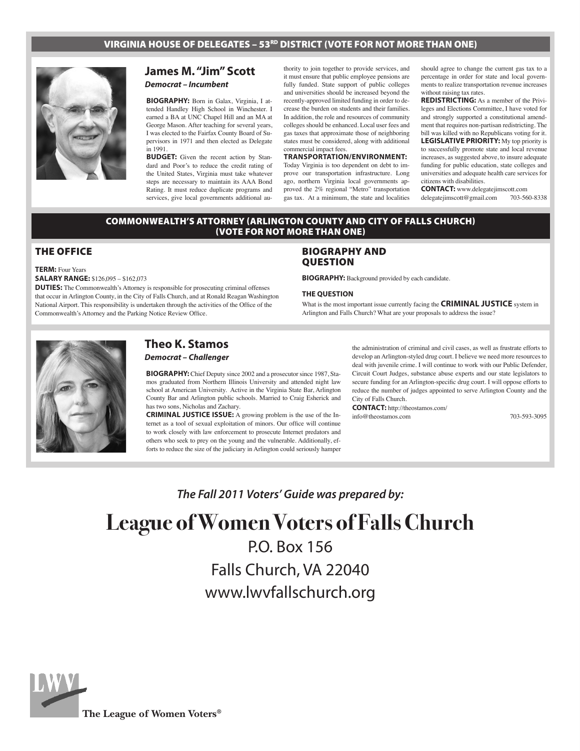## VIRGINIA HOUSE OF DELEGATES – 53RD DISTRICT (VOTE FOR NOT MORE THAN ONE)

### James M. "Jim" Scott

***Democrat – Incumbent***

**BIOGRAPHY:** Born in Galax, Virginia, I attended Handley High School in Winchester. I earned a BA at UNC Chapel Hill and an MA at George Mason. After teaching for several years, I was elected to the Fairfax County Board of Supervisors in 1971 and then elected as Delegate in 1991.

**BUDGET:** Given the recent action by Standard and Poor's to reduce the credit rating of the United States, Virginia must take whatever steps are necessary to maintain its AAA Bond Rating. It must reduce duplicate programs and services, give local governments additional authority to join together to provide services, and it must ensure that public employee pensions are fully funded. State support of public colleges and universities should be increased beyond the recently-approved limited funding in order to decrease the burden on students and their families. In addition, the role and resources of community colleges should be enhanced. Local user fees and gas taxes that approximate those of neighboring states must be considered, along with additional commercial impact fees.

**TRANSPORTATION/ENVIRONMENT:** Today Virginia is too dependent on debt to improve our transportation infrastructure. Long ago, northern Virginia local governments approved the 2% regional "Metro" transportation gas tax. At a minimum, the state and localities should agree to change the current gas tax to a percentage in order for state and local governments to realize transportation revenue increases without raising tax rates.

**REDISTRICTING:** As a member of the Privileges and Elections Committee, I have voted for and strongly supported a constitutional amendment that requires non-partisan redistricting. The bill was killed with no Republicans voting for it.

**LEGISLATIVE PRIORITY:** My top priority is to successfully promote state and local revenue increases, as suggested above, to insure adequate funding for public education, state colleges and universities and adequate health care services for citizens with disabilities.

**CONTACT:** www.delegatejimscott.com
delegatejimscott@gmail.com 703-560-8338

## COMMONWEALTH'S ATTORNEY (ARLINGTON COUNTY AND CITY OF FALLS CHURCH) (VOTE FOR NOT MORE THAN ONE)

### THE OFFICE

**TERM:** Four Years

**SALARY RANGE:** $126,095 – $162,073

**DUTIES:** The Commonwealth's Attorney is responsible for prosecuting criminal offenses that occur in Arlington County, in the City of Falls Church, and at Ronald Reagan Washington National Airport. This responsibility is undertaken through the activities of the Office of the Commonwealth's Attorney and the Parking Notice Review Office.

### BIOGRAPHY AND QUESTION

**BIOGRAPHY:** Background provided by each candidate.

**THE QUESTION**

What is the most important issue currently facing the **CRIMINAL JUSTICE** system in Arlington and Falls Church? What are your proposals to address the issue?

### Theo K. Stamos

***Democrat – Challenger***

**BIOGRAPHY:** Chief Deputy since 2002 and a prosecutor since 1987, Stamos graduated from Northern Illinois University and attended night law school at American University. Active in the Virginia State Bar, Arlington County Bar and Arlington public schools. Married to Craig Esherick and has two sons, Nicholas and Zachary.

**CRIMINAL JUSTICE ISSUE:** A growing problem is the use of the Internet as a tool of sexual exploitation of minors. Our office will continue to work closely with law enforcement to prosecute Internet predators and others who seek to prey on the young and the vulnerable. Additionally, efforts to reduce the size of the judiciary in Arlington could seriously hamper the administration of criminal and civil cases, as well as frustrate efforts to develop an Arlington-styled drug court. I believe we need more resources to deal with juvenile crime. I will continue to work with our Public Defender, Circuit Court Judges, substance abuse experts and our state legislators to secure funding for an Arlington-specific drug court. I will oppose efforts to reduce the number of judges appointed to serve Arlington County and the City of Falls Church.

**CONTACT:** http://theostamos.com/
info@theostamos.com 703-593-3095

*The Fall 2011 Voters' Guide was prepared by:*

# League of Women Voters of Falls Church

P.O. Box 156
Falls Church, VA 22040
www.lwvfallschurch.org

The League of Women Voters®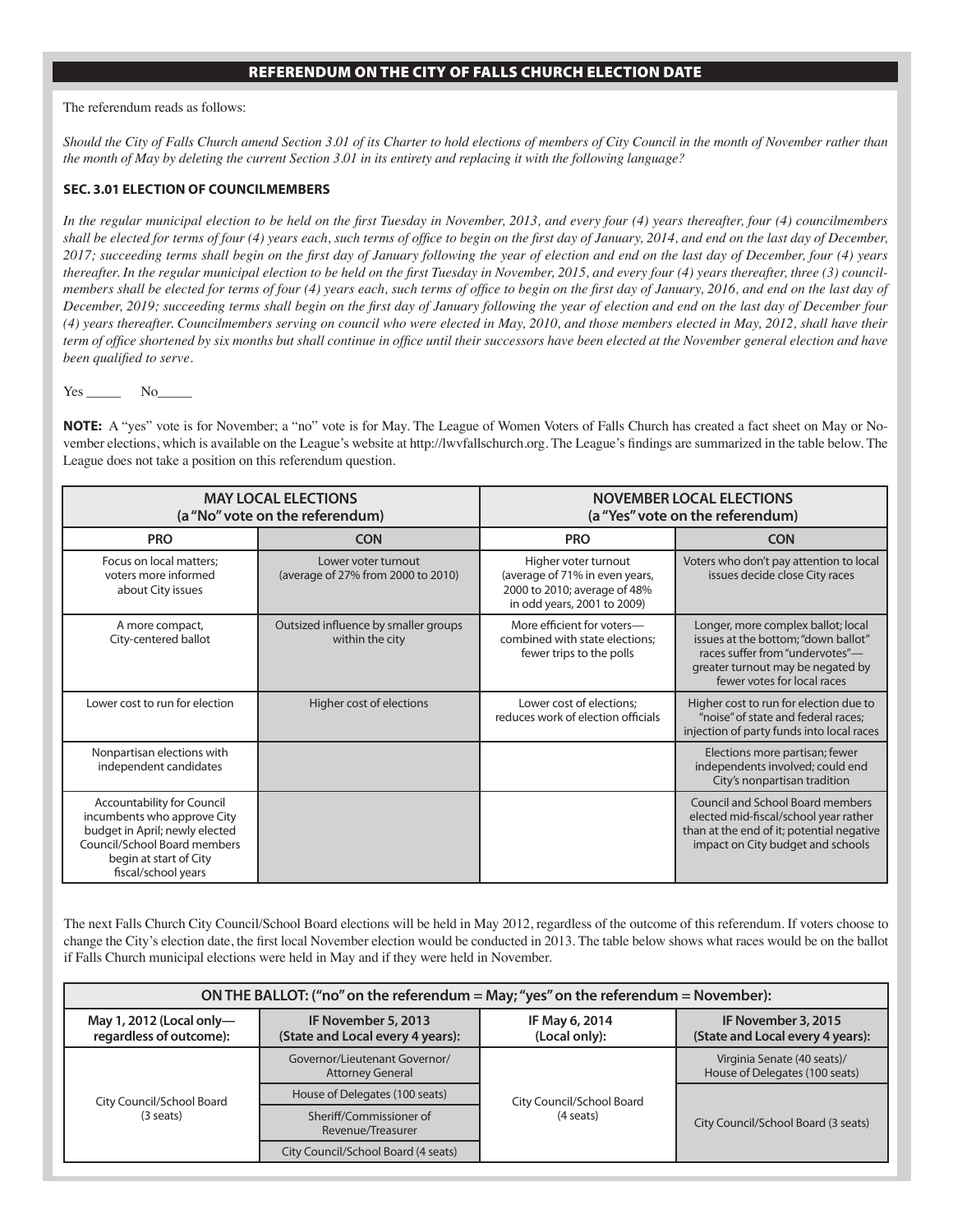## REFERENDUM ON THE CITY OF FALLS CHURCH ELECTION DATE

The referendum reads as follows:

*Should the City of Falls Church amend Section 3.01 of its Charter to hold elections of members of City Council in the month of November rather than the month of May by deleting the current Section 3.01 in its entirety and replacing it with the following language?*

### SEC. 3.01 ELECTION OF COUNCILMEMBERS

*In the regular municipal election to be held on the first Tuesday in November, 2013, and every four (4) years thereafter, four (4) councilmembers shall be elected for terms of four (4) years each, such terms of office to begin on the first day of January, 2014, and end on the last day of December, 2017; succeeding terms shall begin on the first day of January following the year of election and end on the last day of December, four (4) years thereafter. In the regular municipal election to be held on the first Tuesday in November, 2015, and every four (4) years thereafter, three (3) councilmembers shall be elected for terms of four (4) years each, such terms of office to begin on the first day of January, 2016, and end on the last day of December, 2019; succeeding terms shall begin on the first day of January following the year of election and end on the last day of December four (4) years thereafter. Councilmembers serving on council who were elected in May, 2010, and those members elected in May, 2012, shall have their term of office shortened by six months but shall continue in office until their successors have been elected at the November general election and have been qualified to serve.*

Yes _____ No_____

**NOTE:** A "yes" vote is for November; a "no" vote is for May. The League of Women Voters of Falls Church has created a fact sheet on May or November elections, which is available on the League's website at http://lwvfallschurch.org. The League's findings are summarized in the table below. The League does not take a position on this referendum question.

| MAY LOCAL ELECTIONS (a "No" vote on the referendum) | | NOVEMBER LOCAL ELECTIONS (a "Yes" vote on the referendum) | |
|---|---|---|---|
| **PRO** | **CON** | **PRO** | **CON** |
| Focus on local matters; voters more informed about City issues | Lower voter turnout (average of 27% from 2000 to 2010) | Higher voter turnout (average of 71% in even years, 2000 to 2010; average of 48% in odd years, 2001 to 2009) | Voters who don't pay attention to local issues decide close City races |
| A more compact, City-centered ballot | Outsized influence by smaller groups within the city | More efficient for voters—combined with state elections; fewer trips to the polls | Longer, more complex ballot; local issues at the bottom; "down ballot" races suffer from "undervotes"—greater turnout may be negated by fewer votes for local races |
| Lower cost to run for election | Higher cost of elections | Lower cost of elections; reduces work of election officials | Higher cost to run for election due to "noise" of state and federal races; injection of party funds into local races |
| Nonpartisan elections with independent candidates | | | Elections more partisan; fewer independents involved; could end City's nonpartisan tradition |
| Accountability for Council incumbents who approve City budget in April; newly elected Council/School Board members begin at start of City fiscal/school years | | | Council and School Board members elected mid-fiscal/school year rather than at the end of it; potential negative impact on City budget and schools |

The next Falls Church City Council/School Board elections will be held in May 2012, regardless of the outcome of this referendum. If voters choose to change the City's election date, the first local November election would be conducted in 2013. The table below shows what races would be on the ballot if Falls Church municipal elections were held in May and if they were held in November.

| ON THE BALLOT: ("no" on the referendum = May; "yes" on the referendum = November): | | | |
|---|---|---|---|
| **May 1, 2012 (Local only—regardless of outcome):** | **IF November 5, 2013 (State and Local every 4 years):** | **IF May 6, 2014 (Local only):** | **IF November 3, 2015 (State and Local every 4 years):** |
| City Council/School Board (3 seats) | Governor/Lieutenant Governor/ Attorney General | City Council/School Board (4 seats) | Virginia Senate (40 seats)/ House of Delegates (100 seats) |
| | House of Delegates (100 seats) | | City Council/School Board (3 seats) |
| | Sheriff/Commissioner of Revenue/Treasurer | | |
| | City Council/School Board (4 seats) | | |